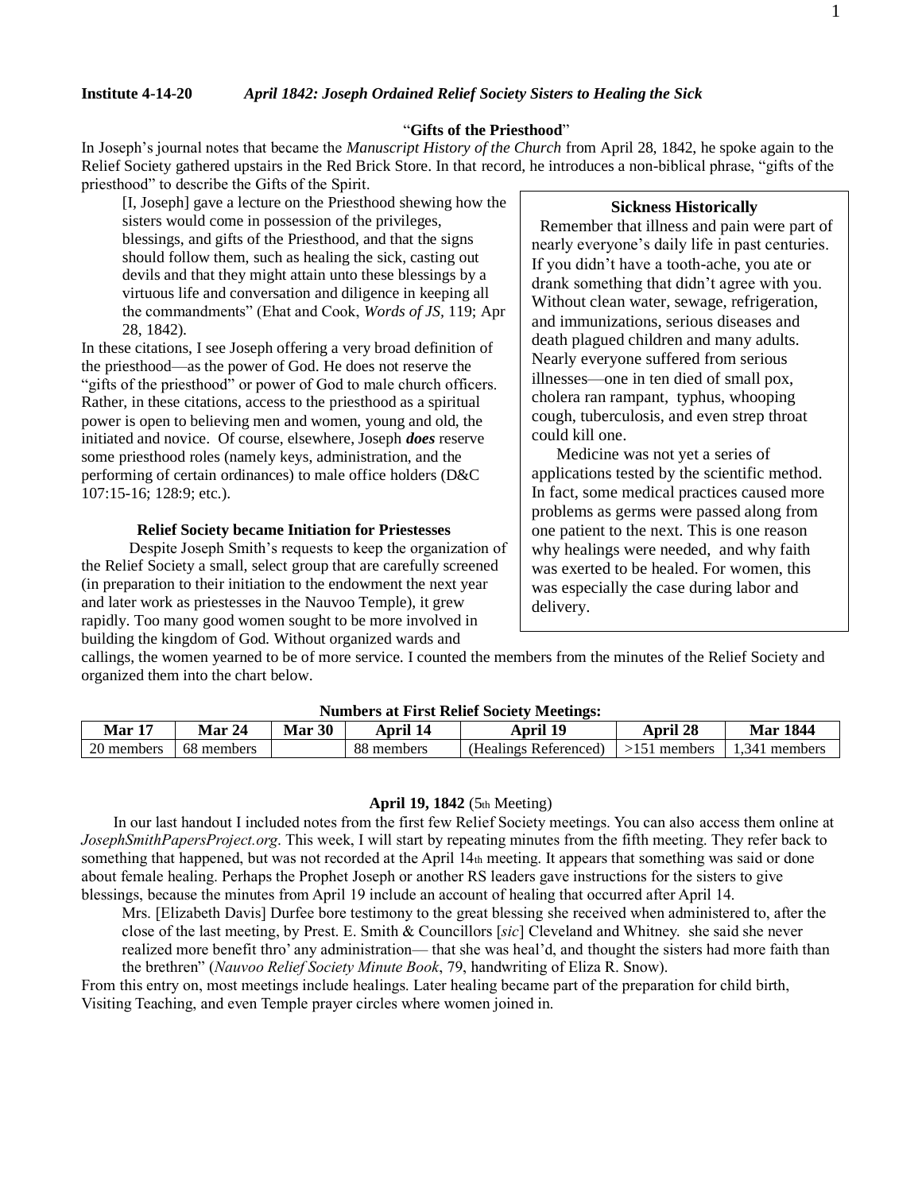**Institute 4-14-20** *April 1842: Joseph Ordained Relief Society Sisters to Healing the Sick*

### "Gifts of the Priesthood"

In Joseph's journal notes that became the *Manuscript History of the Church* from April 28, 1842, he spoke again to the Relief Society gathered upstairs in the Red Brick Store. In that record, he introduces a non-biblical phrase, "gifts of the priesthood" to describe the Gifts of the Spirit.

> [I, Joseph] gave a lecture on the Priesthood shewing how the sisters would come in possession of the privileges, blessings, and gifts of the Priesthood, and that the signs should follow them, such as healing the sick, casting out devils and that they might attain unto these blessings by a virtuous life and conversation and diligence in keeping all the commandments" (Ehat and Cook, *Words of JS*, 119; Apr 28, 1842).

In these citations, I see Joseph offering a very broad definition of the priesthood—as the power of God. He does not reserve the "gifts of the priesthood" or power of God to male church officers. Rather, in these citations, access to the priesthood as a spiritual power is open to believing men and women, young and old, the initiated and novice. Of course, elsewhere, Joseph ***does*** reserve some priesthood roles (namely keys, administration, and the performing of certain ordinances) to male office holders (D&C 107:15-16; 128:9; etc.).

### Relief Society became Initiation for Priestesses

Despite Joseph Smith's requests to keep the organization of the Relief Society a small, select group that are carefully screened (in preparation to their initiation to the endowment the next year and later work as priestesses in the Nauvoo Temple), it grew rapidly. Too many good women sought to be more involved in building the kingdom of God. Without organized wards and callings, the women yearned to be of more service. I counted the members from the minutes of the Relief Society and organized them into the chart below.

**Sickness Historically**

Remember that illness and pain were part of nearly everyone's daily life in past centuries. If you didn't have a tooth-ache, you ate or drank something that didn't agree with you. Without clean water, sewage, refrigeration, and immunizations, serious diseases and death plagued children and many adults. Nearly everyone suffered from serious illnesses—one in ten died of small pox, cholera ran rampant, typhus, whooping cough, tuberculosis, and even strep throat could kill one.

Medicine was not yet a series of applications tested by the scientific method. In fact, some medical practices caused more problems as germs were passed along from one patient to the next. This is one reason why healings were needed, and why faith was exerted to be healed. For women, this was especially the case during labor and delivery.

**Numbers at First Relief Society Meetings:**

| Mar 17 | Mar 24 | Mar 30 | April 14 | April 19 | April 28 | Mar 1844 |
|---|---|---|---|---|---|---|
| 20 members | 68 members | | 88 members | (Healings Referenced) | >151 members | 1,341 members |

### April 19, 1842 (5th Meeting)

In our last handout I included notes from the first few Relief Society meetings. You can also access them online at *JosephSmithPapersProject.org*. This week, I will start by repeating minutes from the fifth meeting. They refer back to something that happened, but was not recorded at the April 14th meeting. It appears that something was said or done about female healing. Perhaps the Prophet Joseph or another RS leaders gave instructions for the sisters to give blessings, because the minutes from April 19 include an account of healing that occurred after April 14.

> Mrs. [Elizabeth Davis] Durfee bore testimony to the great blessing she received when administered to, after the close of the last meeting, by Prest. E. Smith & Councillors [*sic*] Cleveland and Whitney. she said she never realized more benefit thro' any administration— that she was heal'd, and thought the sisters had more faith than the brethren" (*Nauvoo Relief Society Minute Book*, 79, handwriting of Eliza R. Snow).

From this entry on, most meetings include healings. Later healing became part of the preparation for child birth, Visiting Teaching, and even Temple prayer circles where women joined in.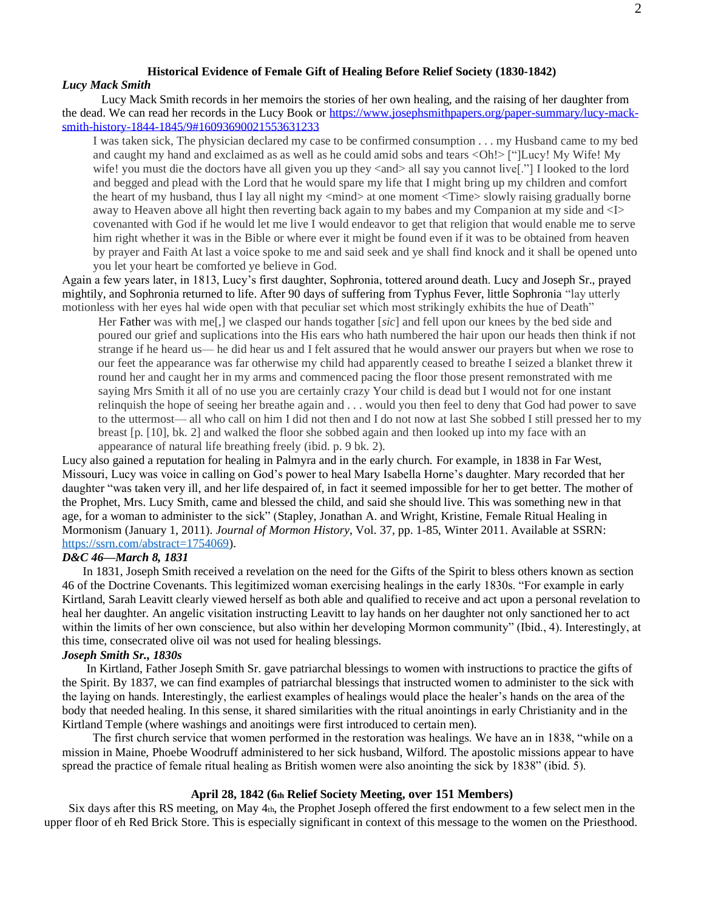## Historical Evidence of Female Gift of Healing Before Relief Society (1830-1842)

***Lucy Mack Smith***

Lucy Mack Smith records in her memoirs the stories of her own healing, and the raising of her daughter from the dead. We can read her records in the Lucy Book or https://www.josephsmithpapers.org/paper-summary/lucy-mack-smith-history-1844-1845/9#16093690021553631233

> I was taken sick, The physician declared my case to be confirmed consumption . . . my Husband came to my bed and caught my hand and exclaimed as as well as he could amid sobs and tears <Oh!> ["]Lucy! My Wife! My wife! you must die the doctors have all given you up they <and> all say you cannot live[."] I looked to the lord and begged and plead with the Lord that he would spare my life that I might bring up my children and comfort the heart of my husband, thus I lay all night my <mind> at one moment <Time> slowly raising gradually borne away to Heaven above all hight then reverting back again to my babes and my Companion at my side and <I> covenanted with God if he would let me live I would endeavor to get that religion that would enable me to serve him right whether it was in the Bible or where ever it might be found even if it was to be obtained from heaven by prayer and Faith At last a voice spoke to me and said seek and ye shall find knock and it shall be opened unto you let your heart be comforted ye believe in God.

Again a few years later, in 1813, Lucy's first daughter, Sophronia, tottered around death. Lucy and Joseph Sr., prayed mightily, and Sophronia returned to life. After 90 days of suffering from Typhus Fever, little Sophronia "lay utterly motionless with her eyes hal wide open with that peculiar set which most strikingly exhibits the hue of Death"

> Her Father was with me[,] we clasped our hands togather [*sic*] and fell upon our knees by the bed side and poured our grief and suplications into the His ears who hath numbered the hair upon our heads then think if not strange if he heard us— he did hear us and I felt assured that he would answer our prayers but when we rose to our feet the appearance was far otherwise my child had apparently ceased to breathe I seized a blanket threw it round her and caught her in my arms and commenced pacing the floor those present remonstrated with me saying Mrs Smith it all of no use you are certainly crazy Your child is dead but I would not for one instant relinquish the hope of seeing her breathe again and . . . would you then feel to deny that God had power to save to the uttermost— all who call on him I did not then and I do not now at last She sobbed I still pressed her to my breast [p. [10], bk. 2] and walked the floor she sobbed again and then looked up into my face with an appearance of natural life breathing freely (ibid. p. 9 bk. 2).

Lucy also gained a reputation for healing in Palmyra and in the early church. For example, in 1838 in Far West, Missouri, Lucy was voice in calling on God's power to heal Mary Isabella Horne's daughter. Mary recorded that her daughter "was taken very ill, and her life despaired of, in fact it seemed impossible for her to get better. The mother of the Prophet, Mrs. Lucy Smith, came and blessed the child, and said she should live. This was something new in that age, for a woman to administer to the sick" (Stapley, Jonathan A. and Wright, Kristine, Female Ritual Healing in Mormonism (January 1, 2011). *Journal of Mormon History*, Vol. 37, pp. 1-85, Winter 2011. Available at SSRN: https://ssrn.com/abstract=1754069).

***D&C 46—March 8, 1831***

In 1831, Joseph Smith received a revelation on the need for the Gifts of the Spirit to bless others known as section 46 of the Doctrine Covenants. This legitimized woman exercising healings in the early 1830s. "For example in early Kirtland, Sarah Leavitt clearly viewed herself as both able and qualified to receive and act upon a personal revelation to heal her daughter. An angelic visitation instructing Leavitt to lay hands on her daughter not only sanctioned her to act within the limits of her own conscience, but also within her developing Mormon community" (Ibid., 4). Interestingly, at this time, consecrated olive oil was not used for healing blessings.

***Joseph Smith Sr., 1830s***

In Kirtland, Father Joseph Smith Sr. gave patriarchal blessings to women with instructions to practice the gifts of the Spirit. By 1837, we can find examples of patriarchal blessings that instructed women to administer to the sick with the laying on hands. Interestingly, the earliest examples of healings would place the healer's hands on the area of the body that needed healing. In this sense, it shared similarities with the ritual anointings in early Christianity and in the Kirtland Temple (where washings and anoitings were first introduced to certain men).

The first church service that women performed in the restoration was healings. We have an in 1838, "while on a mission in Maine, Phoebe Woodruff administered to her sick husband, Wilford. The apostolic missions appear to have spread the practice of female ritual healing as British women were also anointing the sick by 1838" (ibid. 5).

## April 28, 1842 (6th Relief Society Meeting, over 151 Members)

Six days after this RS meeting, on May 4th, the Prophet Joseph offered the first endowment to a few select men in the upper floor of eh Red Brick Store. This is especially significant in context of this message to the women on the Priesthood.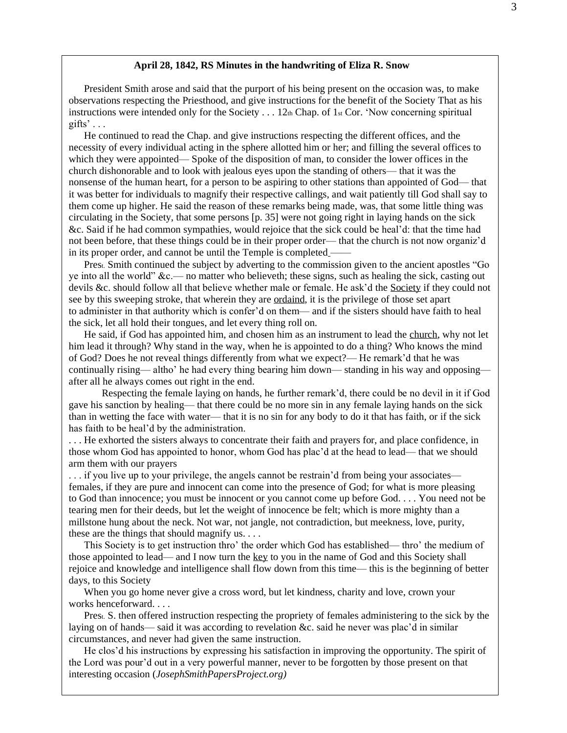**April 28, 1842, RS Minutes in the handwriting of Eliza R. Snow**

President Smith arose and said that the purport of his being present on the occasion was, to make observations respecting the Priesthood, and give instructions for the benefit of the Society That as his instructions were intended only for the Society . . . 12th Chap. of 1st Cor. 'Now concerning spiritual gifts' . . .

He continued to read the Chap. and give instructions respecting the different offices, and the necessity of every individual acting in the sphere allotted him or her; and filling the several offices to which they were appointed— Spoke of the disposition of man, to consider the lower offices in the church dishonorable and to look with jealous eyes upon the standing of others— that it was the nonsense of the human heart, for a person to be aspiring to other stations than appointed of God— that it was better for individuals to magnify their respective callings, and wait patiently till God shall say to them come up higher. He said the reason of these remarks being made, was, that some little thing was circulating in the Society, that some persons [p. 35] were not going right in laying hands on the sick &c. Said if he had common sympathies, would rejoice that the sick could be heal'd: that the time had not been before, that these things could be in their proper order— that the church is not now organiz'd in its proper order, and cannot be until the Temple is completed ——

Prest. Smith continued the subject by adverting to the commission given to the ancient apostles "Go ye into all the world" &c.— no matter who believeth; these signs, such as healing the sick, casting out devils &c. should follow all that believe whether male or female. He ask'd the <u>Society</u> if they could not see by this sweeping stroke, that wherein they are <u>ordaind</u>, it is the privilege of those set apart to administer in that authority which is confer'd on them— and if the sisters should have faith to heal the sick, let all hold their tongues, and let every thing roll on.

He said, if God has appointed him, and chosen him as an instrument to lead the <u>church</u>, why not let him lead it through? Why stand in the way, when he is appointed to do a thing? Who knows the mind of God? Does he not reveal things differently from what we expect?— He remark'd that he was continually rising— altho' he had every thing bearing him down— standing in his way and opposing— after all he always comes out right in the end.

Respecting the female laying on hands, he further remark'd, there could be no devil in it if God gave his sanction by healing— that there could be no more sin in any female laying hands on the sick than in wetting the face with water— that it is no sin for any body to do it that has faith, or if the sick has faith to be heal'd by the administration.

. . . He exhorted the sisters always to concentrate their faith and prayers for, and place confidence, in those whom God has appointed to honor, whom God has plac'd at the head to lead— that we should arm them with our prayers

. . . if you live up to your privilege, the angels cannot be restrain'd from being your associates— females, if they are pure and innocent can come into the presence of God; for what is more pleasing to God than innocence; you must be innocent or you cannot come up before God. . . . You need not be tearing men for their deeds, but let the weight of innocence be felt; which is more mighty than a millstone hung about the neck. Not war, not jangle, not contradiction, but meekness, love, purity, these are the things that should magnify us. . . .

This Society is to get instruction thro' the order which God has established— thro' the medium of those appointed to lead— and I now turn the <u>key</u> to you in the name of God and this Society shall rejoice and knowledge and intelligence shall flow down from this time— this is the beginning of better days, to this Society

When you go home never give a cross word, but let kindness, charity and love, crown your works henceforward. . . .

Prest. S. then offered instruction respecting the propriety of females administering to the sick by the laying on of hands— said it was according to revelation &c. said he never was plac'd in similar circumstances, and never had given the same instruction.

He clos'd his instructions by expressing his satisfaction in improving the opportunity. The spirit of the Lord was pour'd out in a very powerful manner, never to be forgotten by those present on that interesting occasion (*JosephSmithPapersProject.org)*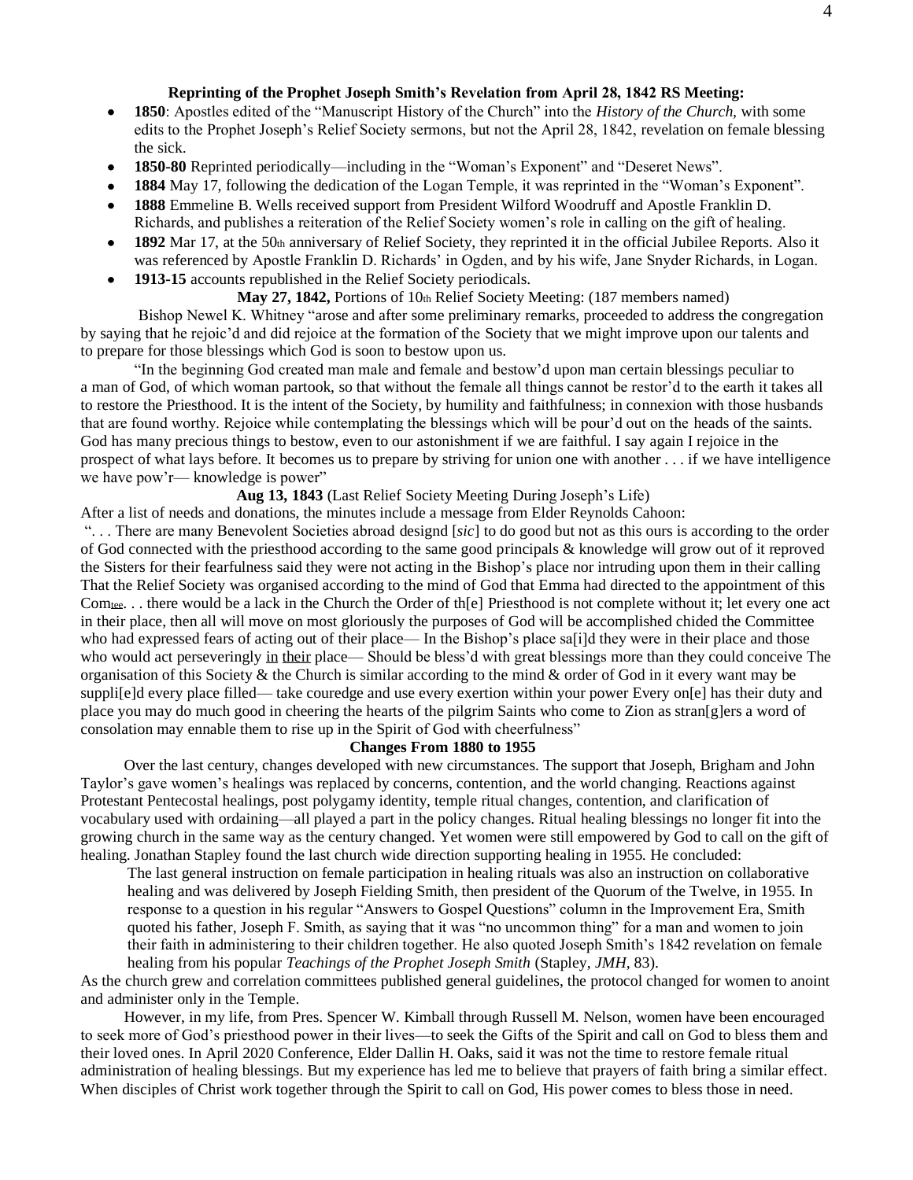**Reprinting of the Prophet Joseph Smith's Revelation from April 28, 1842 RS Meeting:**

- **1850**: Apostles edited of the "Manuscript History of the Church" into the *History of the Church,* with some edits to the Prophet Joseph's Relief Society sermons, but not the April 28, 1842, revelation on female blessing the sick.
- **1850-80** Reprinted periodically—including in the "Woman's Exponent" and "Deseret News".
- **1884** May 17, following the dedication of the Logan Temple, it was reprinted in the "Woman's Exponent".
- **1888** Emmeline B. Wells received support from President Wilford Woodruff and Apostle Franklin D. Richards, and publishes a reiteration of the Relief Society women's role in calling on the gift of healing.
- **1892** Mar 17, at the 50th anniversary of Relief Society, they reprinted it in the official Jubilee Reports. Also it was referenced by Apostle Franklin D. Richards' in Ogden, and by his wife, Jane Snyder Richards, in Logan.
- **1913-15** accounts republished in the Relief Society periodicals.

**May 27, 1842,** Portions of 10th Relief Society Meeting: (187 members named)

Bishop Newel K. Whitney "arose and after some preliminary remarks, proceeded to address the congregation by saying that he rejoic'd and did rejoice at the formation of the Society that we might improve upon our talents and to prepare for those blessings which God is soon to bestow upon us.

"In the beginning God created man male and female and bestow'd upon man certain blessings peculiar to a man of God, of which woman partook, so that without the female all things cannot be restor'd to the earth it takes all to restore the Priesthood. It is the intent of the Society, by humility and faithfulness; in connexion with those husbands that are found worthy. Rejoice while contemplating the blessings which will be pour'd out on the heads of the saints. God has many precious things to bestow, even to our astonishment if we are faithful. I say again I rejoice in the prospect of what lays before. It becomes us to prepare by striving for union one with another . . . if we have intelligence we have pow'r— knowledge is power"

**Aug 13, 1843** (Last Relief Society Meeting During Joseph's Life)

After a list of needs and donations, the minutes include a message from Elder Reynolds Cahoon:

". . . There are many Benevolent Societies abroad designd [*sic*] to do good but not as this ours is according to the order of God connected with the priesthood according to the same good principals & knowledge will grow out of it reproved the Sisters for their fearfulness said they were not acting in the Bishop's place nor intruding upon them in their calling That the Relief Society was organised according to the mind of God that Emma had directed to the appointment of this Comtee. . . there would be a lack in the Church the Order of th[e] Priesthood is not complete without it; let every one act in their place, then all will move on most gloriously the purposes of God will be accomplished chided the Committee who had expressed fears of acting out of their place— In the Bishop's place sa[i]d they were in their place and those who would act perseveringly in their place— Should be bless'd with great blessings more than they could conceive The organisation of this Society & the Church is similar according to the mind & order of God in it every want may be suppli[e]d every place filled— take couredge and use every exertion within your power Every on[e] has their duty and place you may do much good in cheering the hearts of the pilgrim Saints who come to Zion as stran[g]ers a word of consolation may ennable them to rise up in the Spirit of God with cheerfulness"

**Changes From 1880 to 1955**

Over the last century, changes developed with new circumstances. The support that Joseph, Brigham and John Taylor's gave women's healings was replaced by concerns, contention, and the world changing. Reactions against Protestant Pentecostal healings, post polygamy identity, temple ritual changes, contention, and clarification of vocabulary used with ordaining—all played a part in the policy changes. Ritual healing blessings no longer fit into the growing church in the same way as the century changed. Yet women were still empowered by God to call on the gift of healing. Jonathan Stapley found the last church wide direction supporting healing in 1955. He concluded:

> The last general instruction on female participation in healing rituals was also an instruction on collaborative healing and was delivered by Joseph Fielding Smith, then president of the Quorum of the Twelve, in 1955. In response to a question in his regular "Answers to Gospel Questions" column in the Improvement Era, Smith quoted his father, Joseph F. Smith, as saying that it was "no uncommon thing" for a man and women to join their faith in administering to their children together. He also quoted Joseph Smith's 1842 revelation on female healing from his popular *Teachings of the Prophet Joseph Smith* (Stapley, *JMH,* 83).

As the church grew and correlation committees published general guidelines, the protocol changed for women to anoint and administer only in the Temple.

However, in my life, from Pres. Spencer W. Kimball through Russell M. Nelson, women have been encouraged to seek more of God's priesthood power in their lives—to seek the Gifts of the Spirit and call on God to bless them and their loved ones. In April 2020 Conference, Elder Dallin H. Oaks, said it was not the time to restore female ritual administration of healing blessings. But my experience has led me to believe that prayers of faith bring a similar effect. When disciples of Christ work together through the Spirit to call on God, His power comes to bless those in need.